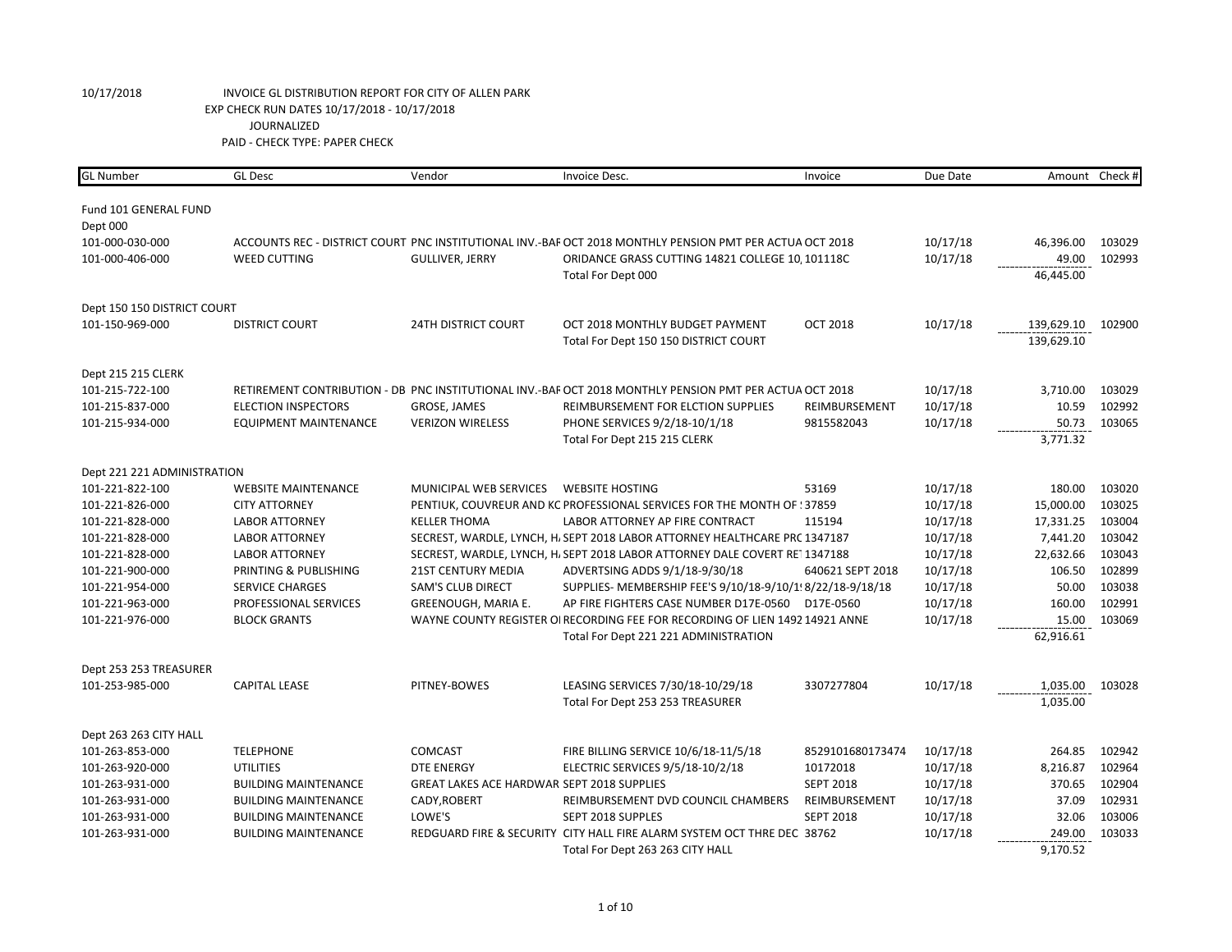10/17/2018 INVOICE GL DISTRIBUTION REPORT FOR CITY OF ALLEN PARK
EXP CHECK RUN DATES 10/17/2018 - 10/17/2018
JOURNALIZED
PAID - CHECK TYPE: PAPER CHECK

| GL Number | GL Desc | Vendor | Invoice Desc. | Invoice | Due Date | Amount | Check # |
|---|---|---|---|---|---|---|---|
| Fund 101 GENERAL FUND | | | | | | | |
| Dept 000 | | | | | | | |
| 101-000-030-000 | ACCOUNTS REC - DISTRICT COURT | PNC INSTITUTIONAL INV.-BAF | OCT 2018 MONTHLY PENSION PMT PER ACTUA | OCT 2018 | 10/17/18 | 46,396.00 | 103029 |
| 101-000-406-000 | WEED CUTTING | GULLIVER, JERRY | ORIDANCE GRASS CUTTING 14821 COLLEGE 10, | 101118C | 10/17/18 | 49.00 | 102993 |
| | | | Total For Dept 000 | | | 46,445.00 | |
| Dept 150 150 DISTRICT COURT | | | | | | | |
| 101-150-969-000 | DISTRICT COURT | 24TH DISTRICT COURT | OCT 2018 MONTHLY BUDGET PAYMENT | OCT 2018 | 10/17/18 | 139,629.10 | 102900 |
| | | | Total For Dept 150 150 DISTRICT COURT | | | 139,629.10 | |
| Dept 215 215 CLERK | | | | | | | |
| 101-215-722-100 | RETIREMENT CONTRIBUTION - DB | PNC INSTITUTIONAL INV.-BAF | OCT 2018 MONTHLY PENSION PMT PER ACTUA | OCT 2018 | 10/17/18 | 3,710.00 | 103029 |
| 101-215-837-000 | ELECTION INSPECTORS | GROSE, JAMES | REIMBURSEMENT FOR ELCTION SUPPLIES | REIMBURSEMENT | 10/17/18 | 10.59 | 102992 |
| 101-215-934-000 | EQUIPMENT MAINTENANCE | VERIZON WIRELESS | PHONE SERVICES 9/2/18-10/1/18 | 9815582043 | 10/17/18 | 50.73 | 103065 |
| | | | Total For Dept 215 215 CLERK | | | 3,771.32 | |
| Dept 221 221 ADMINISTRATION | | | | | | | |
| 101-221-822-100 | WEBSITE MAINTENANCE | MUNICIPAL WEB SERVICES | WEBSITE HOSTING | 53169 | 10/17/18 | 180.00 | 103020 |
| 101-221-826-000 | CITY ATTORNEY | PENTIUK, COUVREUR AND KC | PROFESSIONAL SERVICES FOR THE MONTH OF | 37859 | 10/17/18 | 15,000.00 | 103025 |
| 101-221-828-000 | LABOR ATTORNEY | KELLER THOMA | LABOR ATTORNEY AP FIRE CONTRACT | 115194 | 10/17/18 | 17,331.25 | 103004 |
| 101-221-828-000 | LABOR ATTORNEY | SECREST, WARDLE, LYNCH, H | SEPT 2018 LABOR ATTORNEY HEALTHCARE PRC | 1347187 | 10/17/18 | 7,441.20 | 103042 |
| 101-221-828-000 | LABOR ATTORNEY | SECREST, WARDLE, LYNCH, H | SEPT 2018 LABOR ATTORNEY DALE COVERT RET | 1347188 | 10/17/18 | 22,632.66 | 103043 |
| 101-221-900-000 | PRINTING & PUBLISHING | 21ST CENTURY MEDIA | ADVERTSING ADDS 9/1/18-9/30/18 | 640621 SEPT 2018 | 10/17/18 | 106.50 | 102899 |
| 101-221-954-000 | SERVICE CHARGES | SAM'S CLUB DIRECT | SUPPLIES- MEMBERSHIP FEE'S 9/10/18-9/10/1 | 8/22/18-9/18/18 | 10/17/18 | 50.00 | 103038 |
| 101-221-963-000 | PROFESSIONAL SERVICES | GREENOUGH, MARIA E. | AP FIRE FIGHTERS CASE NUMBER D17E-0560 | D17E-0560 | 10/17/18 | 160.00 | 102991 |
| 101-221-976-000 | BLOCK GRANTS | WAYNE COUNTY REGISTER OI | RECORDING FEE FOR RECORDING OF LIEN 1492 | 14921 ANNE | 10/17/18 | 15.00 | 103069 |
| | | | Total For Dept 221 221 ADMINISTRATION | | | 62,916.61 | |
| Dept 253 253 TREASURER | | | | | | | |
| 101-253-985-000 | CAPITAL LEASE | PITNEY-BOWES | LEASING SERVICES 7/30/18-10/29/18 | 3307277804 | 10/17/18 | 1,035.00 | 103028 |
| | | | Total For Dept 253 253 TREASURER | | | 1,035.00 | |
| Dept 263 263 CITY HALL | | | | | | | |
| 101-263-853-000 | TELEPHONE | COMCAST | FIRE BILLING SERVICE 10/6/18-11/5/18 | 8529101680173474 | 10/17/18 | 264.85 | 102942 |
| 101-263-920-000 | UTILITIES | DTE ENERGY | ELECTRIC SERVICES 9/5/18-10/2/18 | 10172018 | 10/17/18 | 8,216.87 | 102964 |
| 101-263-931-000 | BUILDING MAINTENANCE | GREAT LAKES ACE HARDWAR | SEPT 2018 SUPPLIES | SEPT 2018 | 10/17/18 | 370.65 | 102904 |
| 101-263-931-000 | BUILDING MAINTENANCE | CADY,ROBERT | REIMBURSEMENT DVD COUNCIL CHAMBERS | REIMBURSEMENT | 10/17/18 | 37.09 | 102931 |
| 101-263-931-000 | BUILDING MAINTENANCE | LOWE'S | SEPT 2018 SUPPLES | SEPT 2018 | 10/17/18 | 32.06 | 103006 |
| 101-263-931-000 | BUILDING MAINTENANCE | REDGUARD FIRE & SECURITY | CITY HALL FIRE ALARM SYSTEM OCT THRE DEC | 38762 | 10/17/18 | 249.00 | 103033 |
| | | | Total For Dept 263 263 CITY HALL | | | 9,170.52 | |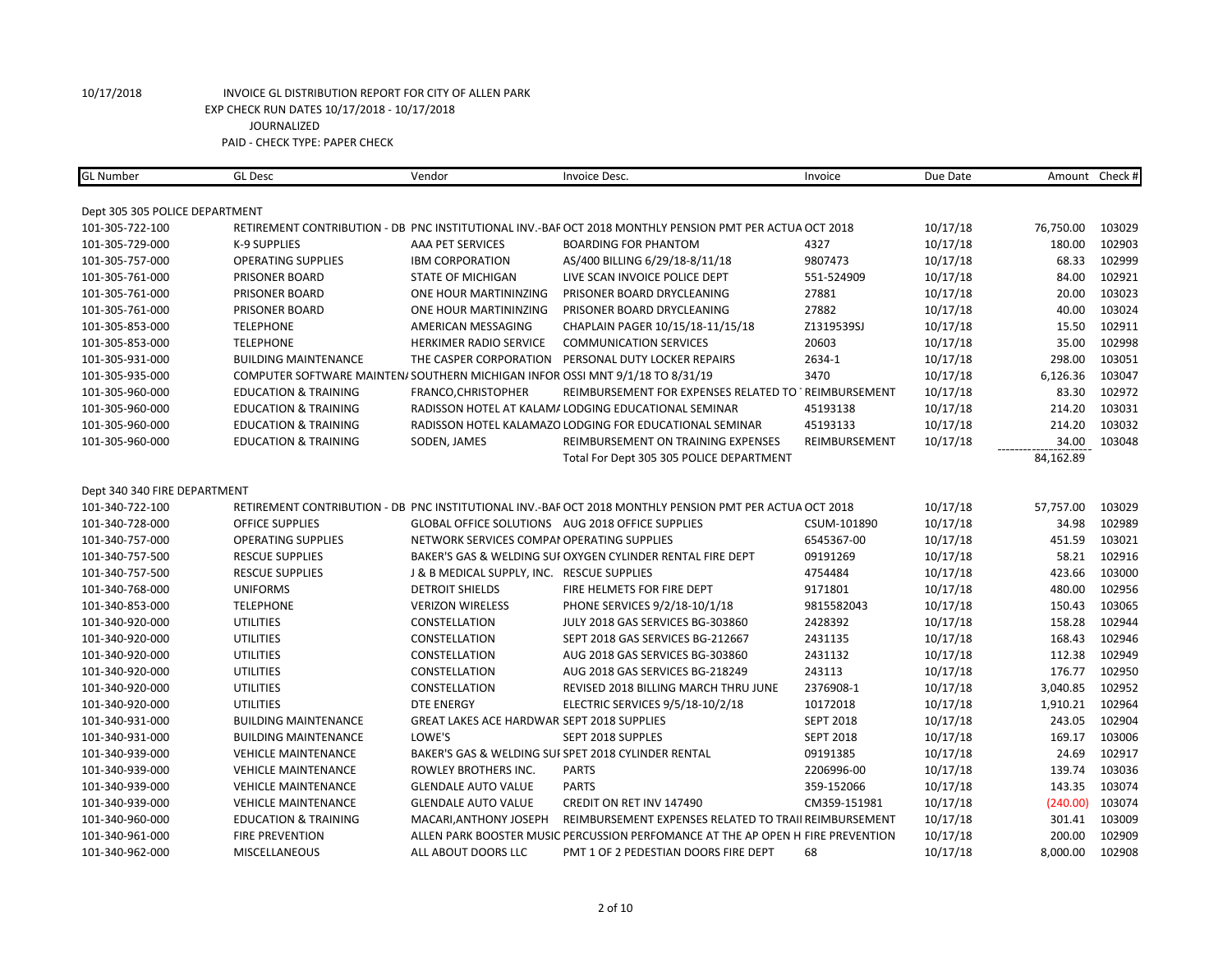10/17/2018 INVOICE GL DISTRIBUTION REPORT FOR CITY OF ALLEN PARK
EXP CHECK RUN DATES 10/17/2018 - 10/17/2018
JOURNALIZED
PAID - CHECK TYPE: PAPER CHECK

| GL Number | GL Desc | Vendor | Invoice Desc. | Invoice | Due Date | Amount | Check # |
|---|---|---|---|---|---|---|---|
| Dept 305 305 POLICE DEPARTMENT | | | | | | | |
| 101-305-722-100 | RETIREMENT CONTRIBUTION - DB | PNC INSTITUTIONAL INV.-BAF | OCT 2018 MONTHLY PENSION PMT PER ACTUA | OCT 2018 | 10/17/18 | 76,750.00 | 103029 |
| 101-305-729-000 | K-9 SUPPLIES | AAA PET SERVICES | BOARDING FOR PHANTOM | 4327 | 10/17/18 | 180.00 | 102903 |
| 101-305-757-000 | OPERATING SUPPLIES | IBM CORPORATION | AS/400 BILLING 6/29/18-8/11/18 | 9807473 | 10/17/18 | 68.33 | 102999 |
| 101-305-761-000 | PRISONER BOARD | STATE OF MICHIGAN | LIVE SCAN INVOICE POLICE DEPT | 551-524909 | 10/17/18 | 84.00 | 102921 |
| 101-305-761-000 | PRISONER BOARD | ONE HOUR MARTININZING | PRISONER BOARD DRYCLEANING | 27881 | 10/17/18 | 20.00 | 103023 |
| 101-305-761-000 | PRISONER BOARD | ONE HOUR MARTININZING | PRISONER BOARD DRYCLEANING | 27882 | 10/17/18 | 40.00 | 103024 |
| 101-305-853-000 | TELEPHONE | AMERICAN MESSAGING | CHAPLAIN PAGER 10/15/18-11/15/18 | Z1319539SJ | 10/17/18 | 15.50 | 102911 |
| 101-305-853-000 | TELEPHONE | HERKIMER RADIO SERVICE | COMMUNICATION SERVICES | 20603 | 10/17/18 | 35.00 | 102998 |
| 101-305-931-000 | BUILDING MAINTENANCE | THE CASPER CORPORATION | PERSONAL DUTY LOCKER REPAIRS | 2634-1 | 10/17/18 | 298.00 | 103051 |
| 101-305-935-000 | COMPUTER SOFTWARE MAINTEN/ | SOUTHERN MICHIGAN INFOR | OSSI MNT 9/1/18 TO 8/31/19 | 3470 | 10/17/18 | 6,126.36 | 103047 |
| 101-305-960-000 | EDUCATION & TRAINING | FRANCO,CHRISTOPHER | REIMBURSEMENT FOR EXPENSES RELATED TO | REIMBURSEMENT | 10/17/18 | 83.30 | 102972 |
| 101-305-960-000 | EDUCATION & TRAINING | RADISSON HOTEL AT KALAM/ | LODGING EDUCATIONAL SEMINAR | 45193138 | 10/17/18 | 214.20 | 103031 |
| 101-305-960-000 | EDUCATION & TRAINING | RADISSON HOTEL KALAMAZO | LODGING FOR EDUCATIONAL SEMINAR | 45193133 | 10/17/18 | 214.20 | 103032 |
| 101-305-960-000 | EDUCATION & TRAINING | SODEN, JAMES | REIMBURSEMENT ON TRAINING EXPENSES | REIMBURSEMENT | 10/17/18 | 34.00 | 103048 |
| | | | Total For Dept 305 305 POLICE DEPARTMENT | | | 84,162.89 | |
| Dept 340 340 FIRE DEPARTMENT | | | | | | | |
| 101-340-722-100 | RETIREMENT CONTRIBUTION - DB | PNC INSTITUTIONAL INV.-BAF | OCT 2018 MONTHLY PENSION PMT PER ACTUA | OCT 2018 | 10/17/18 | 57,757.00 | 103029 |
| 101-340-728-000 | OFFICE SUPPLIES | GLOBAL OFFICE SOLUTIONS | AUG 2018 OFFICE SUPPLIES | CSUM-101890 | 10/17/18 | 34.98 | 102989 |
| 101-340-757-000 | OPERATING SUPPLIES | NETWORK SERVICES COMPAI | OPERATING SUPPLIES | 6545367-00 | 10/17/18 | 451.59 | 103021 |
| 101-340-757-500 | RESCUE SUPPLIES | BAKER'S GAS & WELDING SUI | OXYGEN CYLINDER RENTAL FIRE DEPT | 09191269 | 10/17/18 | 58.21 | 102916 |
| 101-340-757-500 | RESCUE SUPPLIES | J & B MEDICAL SUPPLY, INC. | RESCUE SUPPLIES | 4754484 | 10/17/18 | 423.66 | 103000 |
| 101-340-768-000 | UNIFORMS | DETROIT SHIELDS | FIRE HELMETS FOR FIRE DEPT | 9171801 | 10/17/18 | 480.00 | 102956 |
| 101-340-853-000 | TELEPHONE | VERIZON WIRELESS | PHONE SERVICES 9/2/18-10/1/18 | 9815582043 | 10/17/18 | 150.43 | 103065 |
| 101-340-920-000 | UTILITIES | CONSTELLATION | JULY 2018 GAS SERVICES BG-303860 | 2428392 | 10/17/18 | 158.28 | 102944 |
| 101-340-920-000 | UTILITIES | CONSTELLATION | SEPT 2018 GAS SERVICES BG-212667 | 2431135 | 10/17/18 | 168.43 | 102946 |
| 101-340-920-000 | UTILITIES | CONSTELLATION | AUG 2018 GAS SERVICES BG-303860 | 2431132 | 10/17/18 | 112.38 | 102949 |
| 101-340-920-000 | UTILITIES | CONSTELLATION | AUG 2018 GAS SERVICES BG-218249 | 243113 | 10/17/18 | 176.77 | 102950 |
| 101-340-920-000 | UTILITIES | CONSTELLATION | REVISED 2018 BILLING MARCH THRU JUNE | 2376908-1 | 10/17/18 | 3,040.85 | 102952 |
| 101-340-920-000 | UTILITIES | DTE ENERGY | ELECTRIC SERVICES 9/5/18-10/2/18 | 10172018 | 10/17/18 | 1,910.21 | 102964 |
| 101-340-931-000 | BUILDING MAINTENANCE | GREAT LAKES ACE HARDWAR | SEPT 2018 SUPPLIES | SEPT 2018 | 10/17/18 | 243.05 | 102904 |
| 101-340-931-000 | BUILDING MAINTENANCE | LOWE'S | SEPT 2018 SUPPLES | SEPT 2018 | 10/17/18 | 169.17 | 103006 |
| 101-340-939-000 | VEHICLE MAINTENANCE | BAKER'S GAS & WELDING SUI | SPET 2018 CYLINDER RENTAL | 09191385 | 10/17/18 | 24.69 | 102917 |
| 101-340-939-000 | VEHICLE MAINTENANCE | ROWLEY BROTHERS INC. | PARTS | 2206996-00 | 10/17/18 | 139.74 | 103036 |
| 101-340-939-000 | VEHICLE MAINTENANCE | GLENDALE AUTO VALUE | PARTS | 359-152066 | 10/17/18 | 143.35 | 103074 |
| 101-340-939-000 | VEHICLE MAINTENANCE | GLENDALE AUTO VALUE | CREDIT ON RET INV 147490 | CM359-151981 | 10/17/18 | (240.00) | 103074 |
| 101-340-960-000 | EDUCATION & TRAINING | MACARI,ANTHONY JOSEPH | REIMBURSEMENT EXPENSES RELATED TO TRAI | REIMBURSEMENT | 10/17/18 | 301.41 | 103009 |
| 101-340-961-000 | FIRE PREVENTION | ALLEN PARK BOOSTER MUSIC | PERCUSSION PERFOMANCE AT THE AP OPEN H | FIRE PREVENTION | 10/17/18 | 200.00 | 102909 |
| 101-340-962-000 | MISCELLANEOUS | ALL ABOUT DOORS LLC | PMT 1 OF 2 PEDESTIAN DOORS FIRE DEPT | 68 | 10/17/18 | 8,000.00 | 102908 |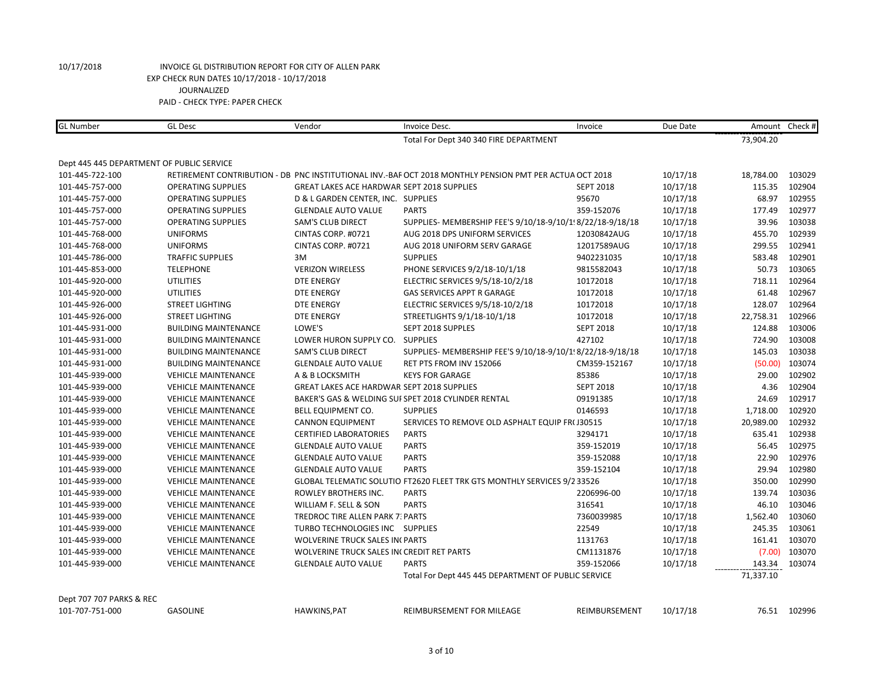10/17/2018 INVOICE GL DISTRIBUTION REPORT FOR CITY OF ALLEN PARK
EXP CHECK RUN DATES 10/17/2018 - 10/17/2018
JOURNALIZED
PAID - CHECK TYPE: PAPER CHECK

| GL Number | GL Desc | Vendor | Invoice Desc. | Invoice | Due Date | Amount | Check # |
|---|---|---|---|---|---|---|---|
| | | | Total For Dept 340 340 FIRE DEPARTMENT | | | 73,904.20 | |
| Dept 445 445 DEPARTMENT OF PUBLIC SERVICE | | | | | | | |
| 101-445-722-100 | RETIREMENT CONTRIBUTION - DB | PNC INSTITUTIONAL INV.-BAF | OCT 2018 MONTHLY PENSION PMT PER ACTUA | OCT 2018 | 10/17/18 | 18,784.00 | 103029 |
| 101-445-757-000 | OPERATING SUPPLIES | GREAT LAKES ACE HARDWAR | SEPT 2018 SUPPLIES | SEPT 2018 | 10/17/18 | 115.35 | 102904 |
| 101-445-757-000 | OPERATING SUPPLIES | D & L GARDEN CENTER, INC. | SUPPLIES | 95670 | 10/17/18 | 68.97 | 102955 |
| 101-445-757-000 | OPERATING SUPPLIES | GLENDALE AUTO VALUE | PARTS | 359-152076 | 10/17/18 | 177.49 | 102977 |
| 101-445-757-000 | OPERATING SUPPLIES | SAM'S CLUB DIRECT | SUPPLIES- MEMBERSHIP FEE'S 9/10/18-9/10/1! | 8/22/18-9/18/18 | 10/17/18 | 39.96 | 103038 |
| 101-445-768-000 | UNIFORMS | CINTAS CORP. #0721 | AUG 2018 DPS UNIFORM SERVICES | 12030842AUG | 10/17/18 | 455.70 | 102939 |
| 101-445-768-000 | UNIFORMS | CINTAS CORP. #0721 | AUG 2018 UNIFORM SERV GARAGE | 12017589AUG | 10/17/18 | 299.55 | 102941 |
| 101-445-786-000 | TRAFFIC SUPPLIES | 3M | SUPPLIES | 9402231035 | 10/17/18 | 583.48 | 102901 |
| 101-445-853-000 | TELEPHONE | VERIZON WIRELESS | PHONE SERVICES 9/2/18-10/1/18 | 9815582043 | 10/17/18 | 50.73 | 103065 |
| 101-445-920-000 | UTILITIES | DTE ENERGY | ELECTRIC SERVICES 9/5/18-10/2/18 | 10172018 | 10/17/18 | 718.11 | 102964 |
| 101-445-920-000 | UTILITIES | DTE ENERGY | GAS SERVICES APPT R GARAGE | 10172018 | 10/17/18 | 61.48 | 102967 |
| 101-445-926-000 | STREET LIGHTING | DTE ENERGY | ELECTRIC SERVICES 9/5/18-10/2/18 | 10172018 | 10/17/18 | 128.07 | 102964 |
| 101-445-926-000 | STREET LIGHTING | DTE ENERGY | STREETLIGHTS 9/1/18-10/1/18 | 10172018 | 10/17/18 | 22,758.31 | 102966 |
| 101-445-931-000 | BUILDING MAINTENANCE | LOWE'S | SEPT 2018 SUPPLES | SEPT 2018 | 10/17/18 | 124.88 | 103006 |
| 101-445-931-000 | BUILDING MAINTENANCE | LOWER HURON SUPPLY CO. | SUPPLIES | 427102 | 10/17/18 | 724.90 | 103008 |
| 101-445-931-000 | BUILDING MAINTENANCE | SAM'S CLUB DIRECT | SUPPLIES- MEMBERSHIP FEE'S 9/10/18-9/10/1! | 8/22/18-9/18/18 | 10/17/18 | 145.03 | 103038 |
| 101-445-931-000 | BUILDING MAINTENANCE | GLENDALE AUTO VALUE | RET PTS FROM INV 152066 | CM359-152167 | 10/17/18 | (50.00) | 103074 |
| 101-445-939-000 | VEHICLE MAINTENANCE | A & B LOCKSMITH | KEYS FOR GARAGE | 85386 | 10/17/18 | 29.00 | 102902 |
| 101-445-939-000 | VEHICLE MAINTENANCE | GREAT LAKES ACE HARDWAR | SEPT 2018 SUPPLIES | SEPT 2018 | 10/17/18 | 4.36 | 102904 |
| 101-445-939-000 | VEHICLE MAINTENANCE | BAKER'S GAS & WELDING SUI | SEPT 2018 CYLINDER RENTAL | 09191385 | 10/17/18 | 24.69 | 102917 |
| 101-445-939-000 | VEHICLE MAINTENANCE | BELL EQUIPMENT CO. | SUPPLIES | 0146593 | 10/17/18 | 1,718.00 | 102920 |
| 101-445-939-000 | VEHICLE MAINTENANCE | CANNON EQUIPMENT | SERVICES TO REMOVE OLD ASPHALT EQUIP FR( | J30515 | 10/17/18 | 20,989.00 | 102932 |
| 101-445-939-000 | VEHICLE MAINTENANCE | CERTIFIED LABORATORIES | PARTS | 3294171 | 10/17/18 | 635.41 | 102938 |
| 101-445-939-000 | VEHICLE MAINTENANCE | GLENDALE AUTO VALUE | PARTS | 359-152019 | 10/17/18 | 56.45 | 102975 |
| 101-445-939-000 | VEHICLE MAINTENANCE | GLENDALE AUTO VALUE | PARTS | 359-152088 | 10/17/18 | 22.90 | 102976 |
| 101-445-939-000 | VEHICLE MAINTENANCE | GLENDALE AUTO VALUE | PARTS | 359-152104 | 10/17/18 | 29.94 | 102980 |
| 101-445-939-000 | VEHICLE MAINTENANCE | GLOBAL TELEMATIC SOLUTIO | FT2620 FLEET TRK GTS MONTHLY SERVICES 9/2 | 33526 | 10/17/18 | 350.00 | 102990 |
| 101-445-939-000 | VEHICLE MAINTENANCE | ROWLEY BROTHERS INC. | PARTS | 2206996-00 | 10/17/18 | 139.74 | 103036 |
| 101-445-939-000 | VEHICLE MAINTENANCE | WILLIAM F. SELL & SON | PARTS | 316541 | 10/17/18 | 46.10 | 103046 |
| 101-445-939-000 | VEHICLE MAINTENANCE | TREDROC TIRE ALLEN PARK 7: | PARTS | 7360039985 | 10/17/18 | 1,562.40 | 103060 |
| 101-445-939-000 | VEHICLE MAINTENANCE | TURBO TECHNOLOGIES INC | SUPPLIES | 22549 | 10/17/18 | 245.35 | 103061 |
| 101-445-939-000 | VEHICLE MAINTENANCE | WOLVERINE TRUCK SALES IN( | PARTS | 1131763 | 10/17/18 | 161.41 | 103070 |
| 101-445-939-000 | VEHICLE MAINTENANCE | WOLVERINE TRUCK SALES IN( | CREDIT RET PARTS | CM1131876 | 10/17/18 | (7.00) | 103070 |
| 101-445-939-000 | VEHICLE MAINTENANCE | GLENDALE AUTO VALUE | PARTS | 359-152066 | 10/17/18 | 143.34 | 103074 |
| | | | Total For Dept 445 445 DEPARTMENT OF PUBLIC SERVICE | | | 71,337.10 | |
| Dept 707 707 PARKS & REC | | | | | | | |
| 101-707-751-000 | GASOLINE | HAWKINS,PAT | REIMBURSEMENT FOR MILEAGE | REIMBURSEMENT | 10/17/18 | 76.51 | 102996 |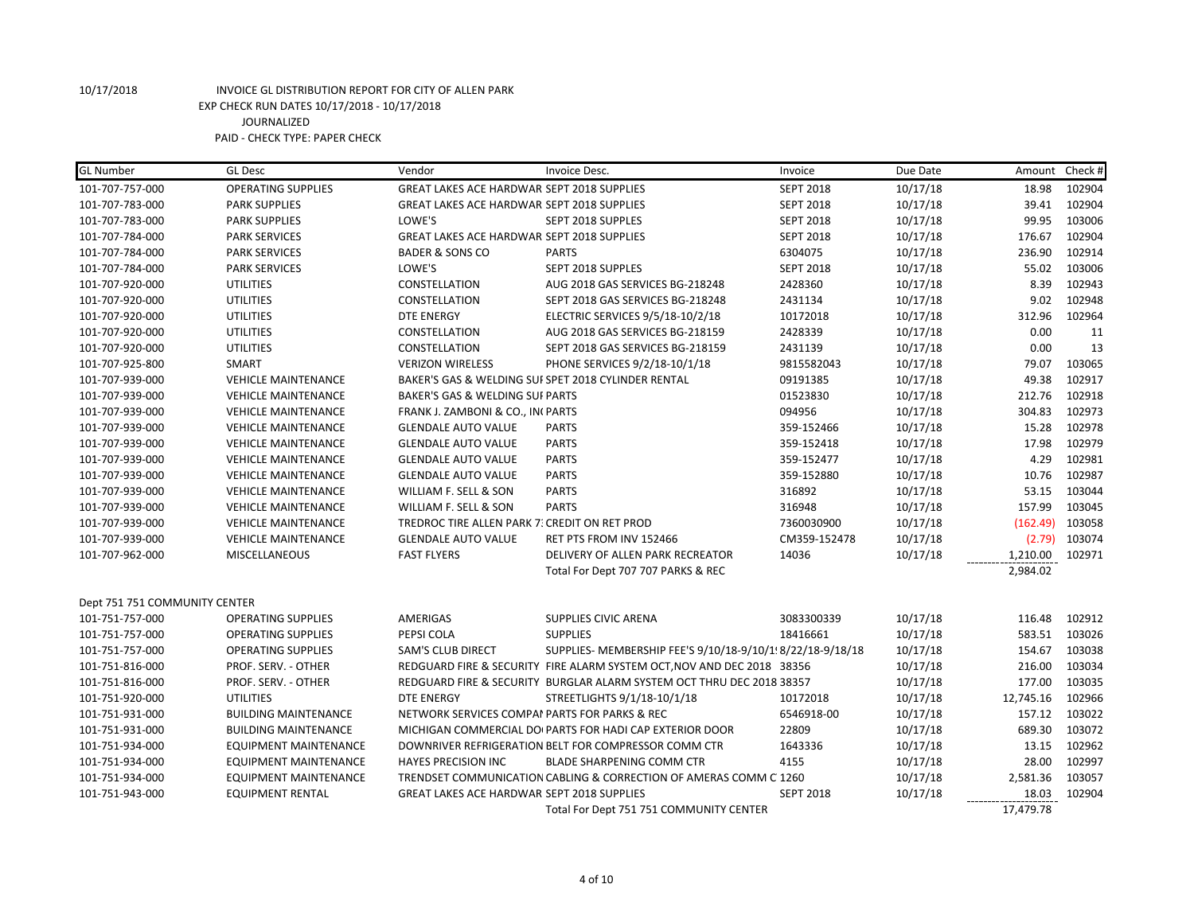10/17/2018 INVOICE GL DISTRIBUTION REPORT FOR CITY OF ALLEN PARK
EXP CHECK RUN DATES 10/17/2018 - 10/17/2018
JOURNALIZED
PAID - CHECK TYPE: PAPER CHECK

| GL Number | GL Desc | Vendor | Invoice Desc. | Invoice | Due Date | Amount | Check # |
|---|---|---|---|---|---|---|---|
| 101-707-757-000 | OPERATING SUPPLIES | GREAT LAKES ACE HARDWAR | SEPT 2018 SUPPLIES | SEPT 2018 | 10/17/18 | 18.98 | 102904 |
| 101-707-783-000 | PARK SUPPLIES | GREAT LAKES ACE HARDWAR | SEPT 2018 SUPPLIES | SEPT 2018 | 10/17/18 | 39.41 | 102904 |
| 101-707-783-000 | PARK SUPPLIES | LOWE'S | SEPT 2018 SUPPLES | SEPT 2018 | 10/17/18 | 99.95 | 103006 |
| 101-707-784-000 | PARK SERVICES | GREAT LAKES ACE HARDWAR | SEPT 2018 SUPPLIES | SEPT 2018 | 10/17/18 | 176.67 | 102904 |
| 101-707-784-000 | PARK SERVICES | BADER & SONS CO | PARTS | 6304075 | 10/17/18 | 236.90 | 102914 |
| 101-707-784-000 | PARK SERVICES | LOWE'S | SEPT 2018 SUPPLES | SEPT 2018 | 10/17/18 | 55.02 | 103006 |
| 101-707-920-000 | UTILITIES | CONSTELLATION | AUG 2018 GAS SERVICES BG-218248 | 2428360 | 10/17/18 | 8.39 | 102943 |
| 101-707-920-000 | UTILITIES | CONSTELLATION | SEPT 2018 GAS SERVICES BG-218248 | 2431134 | 10/17/18 | 9.02 | 102948 |
| 101-707-920-000 | UTILITIES | DTE ENERGY | ELECTRIC SERVICES 9/5/18-10/2/18 | 10172018 | 10/17/18 | 312.96 | 102964 |
| 101-707-920-000 | UTILITIES | CONSTELLATION | AUG 2018 GAS SERVICES BG-218159 | 2428339 | 10/17/18 | 0.00 | 11 |
| 101-707-920-000 | UTILITIES | CONSTELLATION | SEPT 2018 GAS SERVICES BG-218159 | 2431139 | 10/17/18 | 0.00 | 13 |
| 101-707-925-800 | SMART | VERIZON WIRELESS | PHONE SERVICES 9/2/18-10/1/18 | 9815582043 | 10/17/18 | 79.07 | 103065 |
| 101-707-939-000 | VEHICLE MAINTENANCE | BAKER'S GAS & WELDING SUI | SPET 2018 CYLINDER RENTAL | 09191385 | 10/17/18 | 49.38 | 102917 |
| 101-707-939-000 | VEHICLE MAINTENANCE | BAKER'S GAS & WELDING SUI | PARTS | 01523830 | 10/17/18 | 212.76 | 102918 |
| 101-707-939-000 | VEHICLE MAINTENANCE | FRANK J. ZAMBONI & CO., IN( | PARTS | 094956 | 10/17/18 | 304.83 | 102973 |
| 101-707-939-000 | VEHICLE MAINTENANCE | GLENDALE AUTO VALUE | PARTS | 359-152466 | 10/17/18 | 15.28 | 102978 |
| 101-707-939-000 | VEHICLE MAINTENANCE | GLENDALE AUTO VALUE | PARTS | 359-152418 | 10/17/18 | 17.98 | 102979 |
| 101-707-939-000 | VEHICLE MAINTENANCE | GLENDALE AUTO VALUE | PARTS | 359-152477 | 10/17/18 | 4.29 | 102981 |
| 101-707-939-000 | VEHICLE MAINTENANCE | GLENDALE AUTO VALUE | PARTS | 359-152880 | 10/17/18 | 10.76 | 102987 |
| 101-707-939-000 | VEHICLE MAINTENANCE | WILLIAM F. SELL & SON | PARTS | 316892 | 10/17/18 | 53.15 | 103044 |
| 101-707-939-000 | VEHICLE MAINTENANCE | WILLIAM F. SELL & SON | PARTS | 316948 | 10/17/18 | 157.99 | 103045 |
| 101-707-939-000 | VEHICLE MAINTENANCE | TREDROC TIRE ALLEN PARK 7 | CREDIT ON RET PROD | 7360030900 | 10/17/18 | (162.49) | 103058 |
| 101-707-939-000 | VEHICLE MAINTENANCE | GLENDALE AUTO VALUE | RET PTS FROM INV 152466 | CM359-152478 | 10/17/18 | (2.79) | 103074 |
| 101-707-962-000 | MISCELLANEOUS | FAST FLYERS | DELIVERY OF ALLEN PARK RECREATOR | 14036 | 10/17/18 | 1,210.00 | 102971 |
| | | | Total For Dept 707 707 PARKS & REC | | | 2,984.02 | |

Dept 751 751 COMMUNITY CENTER

| GL Number | GL Desc | Vendor | Invoice Desc. | Invoice | Due Date | Amount | Check # |
|---|---|---|---|---|---|---|---|
| 101-751-757-000 | OPERATING SUPPLIES | AMERIGAS | SUPPLIES CIVIC ARENA | 3083300339 | 10/17/18 | 116.48 | 102912 |
| 101-751-757-000 | OPERATING SUPPLIES | PEPSI COLA | SUPPLIES | 18416661 | 10/17/18 | 583.51 | 103026 |
| 101-751-757-000 | OPERATING SUPPLIES | SAM'S CLUB DIRECT | SUPPLIES- MEMBERSHIP FEE'S 9/10/18-9/10/1 | 8/22/18-9/18/18 | 10/17/18 | 154.67 | 103038 |
| 101-751-816-000 | PROF. SERV. - OTHER | REDGUARD FIRE & SECURITY | FIRE ALARM SYSTEM OCT,NOV AND DEC 2018 | 38356 | 10/17/18 | 216.00 | 103034 |
| 101-751-816-000 | PROF. SERV. - OTHER | REDGUARD FIRE & SECURITY | BURGLAR ALARM SYSTEM OCT THRU DEC 2018 | 38357 | 10/17/18 | 177.00 | 103035 |
| 101-751-920-000 | UTILITIES | DTE ENERGY | STREETLIGHTS 9/1/18-10/1/18 | 10172018 | 10/17/18 | 12,745.16 | 102966 |
| 101-751-931-000 | BUILDING MAINTENANCE | NETWORK SERVICES COMPAI | PARTS FOR PARKS & REC | 6546918-00 | 10/17/18 | 157.12 | 103022 |
| 101-751-931-000 | BUILDING MAINTENANCE | MICHIGAN COMMERCIAL DO | PARTS FOR HADI CAP EXTERIOR DOOR | 22809 | 10/17/18 | 689.30 | 103072 |
| 101-751-934-000 | EQUIPMENT MAINTENANCE | DOWNRIVER REFRIGERATION | BELT FOR COMPRESSOR COMM CTR | 1643336 | 10/17/18 | 13.15 | 102962 |
| 101-751-934-000 | EQUIPMENT MAINTENANCE | HAYES PRECISION INC | BLADE SHARPENING COMM CTR | 4155 | 10/17/18 | 28.00 | 102997 |
| 101-751-934-000 | EQUIPMENT MAINTENANCE | TRENDSET COMMUNICATION | CABLING & CORRECTION OF AMERAS COMM C | 1260 | 10/17/18 | 2,581.36 | 103057 |
| 101-751-943-000 | EQUIPMENT RENTAL | GREAT LAKES ACE HARDWAR | SEPT 2018 SUPPLIES | SEPT 2018 | 10/17/18 | 18.03 | 102904 |
| | | | Total For Dept 751 751 COMMUNITY CENTER | | | 17,479.78 | |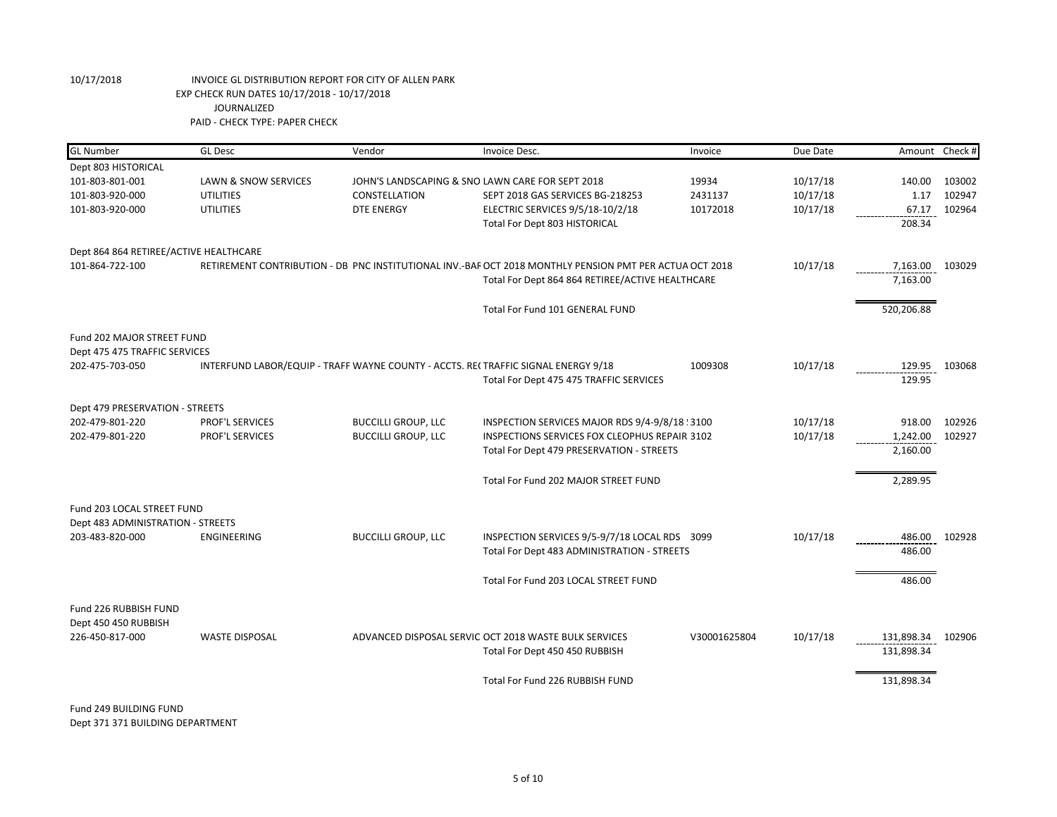10/17/2018 INVOICE GL DISTRIBUTION REPORT FOR CITY OF ALLEN PARK
EXP CHECK RUN DATES 10/17/2018 - 10/17/2018
JOURNALIZED
PAID - CHECK TYPE: PAPER CHECK

| GL Number | GL Desc | Vendor | Invoice Desc. | Invoice | Due Date | Amount | Check # |
|---|---|---|---|---|---|---|---|
| Dept 803 HISTORICAL | | | | | | | |
| 101-803-801-001 | LAWN & SNOW SERVICES | JOHN'S LANDSCAPING & SNO | LAWN CARE FOR SEPT 2018 | 19934 | 10/17/18 | 140.00 | 103002 |
| 101-803-920-000 | UTILITIES | CONSTELLATION | SEPT 2018 GAS SERVICES BG-218253 | 2431137 | 10/17/18 | 1.17 | 102947 |
| 101-803-920-000 | UTILITIES | DTE ENERGY | ELECTRIC SERVICES 9/5/18-10/2/18 | 10172018 | 10/17/18 | 67.17 | 102964 |
| | | | Total For Dept 803 HISTORICAL | | | 208.34 | |
| Dept 864 864 RETIREE/ACTIVE HEALTHCARE | | | | | | | |
| 101-864-722-100 | RETIREMENT CONTRIBUTION - DB | PNC INSTITUTIONAL INV.-BAF | OCT 2018 MONTHLY PENSION PMT PER ACTUA | OCT 2018 | 10/17/18 | 7,163.00 | 103029 |
| | | | Total For Dept 864 864 RETIREE/ACTIVE HEALTHCARE | | | 7,163.00 | |
| | | | Total For Fund 101 GENERAL FUND | | | 520,206.88 | |
| Fund 202 MAJOR STREET FUND | | | | | | | |
| Dept 475 475 TRAFFIC SERVICES | | | | | | | |
| 202-475-703-050 | INTERFUND LABOR/EQUIP - TRAFF | WAYNE COUNTY - ACCTS. RE( | TRAFFIC SIGNAL ENERGY 9/18 | 1009308 | 10/17/18 | 129.95 | 103068 |
| | | | Total For Dept 475 475 TRAFFIC SERVICES | | | 129.95 | |
| Dept 479 PRESERVATION - STREETS | | | | | | | |
| 202-479-801-220 | PROF'L SERVICES | BUCCILLI GROUP, LLC | INSPECTION SERVICES MAJOR RDS 9/4-9/8/18 ! | 3100 | 10/17/18 | 918.00 | 102926 |
| 202-479-801-220 | PROF'L SERVICES | BUCCILLI GROUP, LLC | INSPECTIONS SERVICES FOX CLEOPHUS REPAIR | 3102 | 10/17/18 | 1,242.00 | 102927 |
| | | | Total For Dept 479 PRESERVATION - STREETS | | | 2,160.00 | |
| | | | Total For Fund 202 MAJOR STREET FUND | | | 2,289.95 | |
| Fund 203 LOCAL STREET FUND | | | | | | | |
| Dept 483 ADMINISTRATION - STREETS | | | | | | | |
| 203-483-820-000 | ENGINEERING | BUCCILLI GROUP, LLC | INSPECTION SERVICES 9/5-9/7/18 LOCAL RDS | 3099 | 10/17/18 | 486.00 | 102928 |
| | | | Total For Dept 483 ADMINISTRATION - STREETS | | | 486.00 | |
| | | | Total For Fund 203 LOCAL STREET FUND | | | 486.00 | |
| Fund 226 RUBBISH FUND | | | | | | | |
| Dept 450 450 RUBBISH | | | | | | | |
| 226-450-817-000 | WASTE DISPOSAL | ADVANCED DISPOSAL SERVIC | OCT 2018 WASTE BULK SERVICES | V30001625804 | 10/17/18 | 131,898.34 | 102906 |
| | | | Total For Dept 450 450 RUBBISH | | | 131,898.34 | |
| | | | Total For Fund 226 RUBBISH FUND | | | 131,898.34 | |
| Fund 249 BUILDING FUND | | | | | | | |
| Dept 371 371 BUILDING DEPARTMENT | | | | | | | |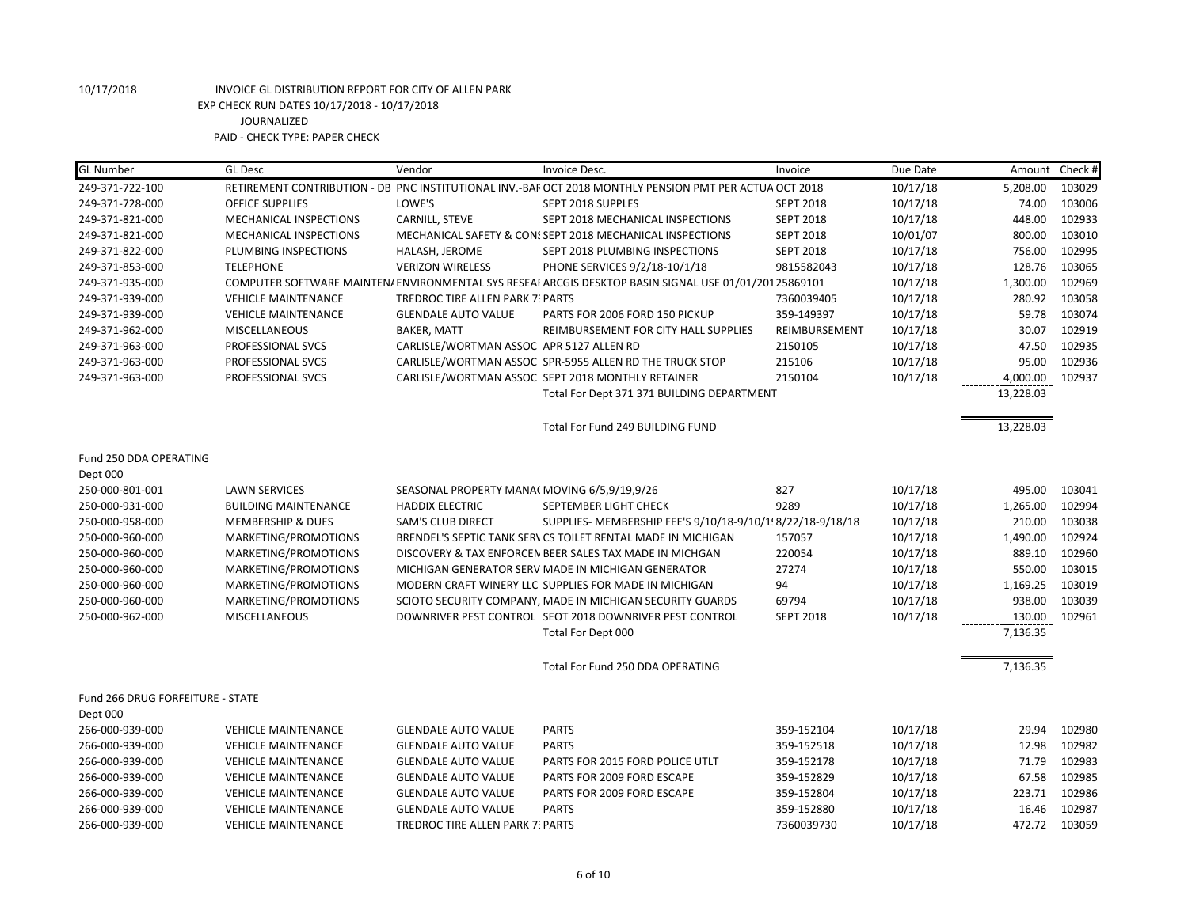10/17/2018 INVOICE GL DISTRIBUTION REPORT FOR CITY OF ALLEN PARK
EXP CHECK RUN DATES 10/17/2018 - 10/17/2018
JOURNALIZED
PAID - CHECK TYPE: PAPER CHECK

| GL Number | GL Desc | Vendor | Invoice Desc. | Invoice | Due Date | Amount | Check # |
|---|---|---|---|---|---|---|---|
| 249-371-722-100 | RETIREMENT CONTRIBUTION - DB | PNC INSTITUTIONAL INV.-BAF | OCT 2018 MONTHLY PENSION PMT PER ACTUA | OCT 2018 | 10/17/18 | 5,208.00 | 103029 |
| 249-371-728-000 | OFFICE SUPPLIES | LOWE'S | SEPT 2018 SUPPLES | SEPT 2018 | 10/17/18 | 74.00 | 103006 |
| 249-371-821-000 | MECHANICAL INSPECTIONS | CARNILL, STEVE | SEPT 2018 MECHANICAL INSPECTIONS | SEPT 2018 | 10/17/18 | 448.00 | 102933 |
| 249-371-821-000 | MECHANICAL INSPECTIONS | MECHANICAL SAFETY & CONS | SEPT 2018 MECHANICAL INSPECTIONS | SEPT 2018 | 10/01/07 | 800.00 | 103010 |
| 249-371-822-000 | PLUMBING INSPECTIONS | HALASH, JEROME | SEPT 2018 PLUMBING INSPECTIONS | SEPT 2018 | 10/17/18 | 756.00 | 102995 |
| 249-371-853-000 | TELEPHONE | VERIZON WIRELESS | PHONE SERVICES 9/2/18-10/1/18 | 9815582043 | 10/17/18 | 128.76 | 103065 |
| 249-371-935-000 | COMPUTER SOFTWARE MAINTEN/ | ENVIRONMENTAL SYS RESEAI | ARCGIS DESKTOP BASIN SIGNAL USE 01/01/201 | 25869101 | 10/17/18 | 1,300.00 | 102969 |
| 249-371-939-000 | VEHICLE MAINTENANCE | TREDROC TIRE ALLEN PARK 7 | PARTS | 7360039405 | 10/17/18 | 280.92 | 103058 |
| 249-371-939-000 | VEHICLE MAINTENANCE | GLENDALE AUTO VALUE | PARTS FOR 2006 FORD 150 PICKUP | 359-149397 | 10/17/18 | 59.78 | 103074 |
| 249-371-962-000 | MISCELLANEOUS | BAKER, MATT | REIMBURSEMENT FOR CITY HALL SUPPLIES | REIMBURSEMENT | 10/17/18 | 30.07 | 102919 |
| 249-371-963-000 | PROFESSIONAL SVCS | CARLISLE/WORTMAN ASSOC | APR 5127 ALLEN RD | 2150105 | 10/17/18 | 47.50 | 102935 |
| 249-371-963-000 | PROFESSIONAL SVCS | CARLISLE/WORTMAN ASSOC | SPR-5955 ALLEN RD THE TRUCK STOP | 215106 | 10/17/18 | 95.00 | 102936 |
| 249-371-963-000 | PROFESSIONAL SVCS | CARLISLE/WORTMAN ASSOC | SEPT 2018 MONTHLY RETAINER | 2150104 | 10/17/18 | 4,000.00 | 102937 |
| | | | Total For Dept 371 371 BUILDING DEPARTMENT | | | 13,228.03 | |
| | | | Total For Fund 249 BUILDING FUND | | | 13,228.03 | |
| Fund 250 DDA OPERATING | | | | | | | |
| Dept 000 | | | | | | | |
| 250-000-801-001 | LAWN SERVICES | SEASONAL PROPERTY MANA( | MOVING 6/5,9/19,9/26 | 827 | 10/17/18 | 495.00 | 103041 |
| 250-000-931-000 | BUILDING MAINTENANCE | HADDIX ELECTRIC | SEPTEMBER LIGHT CHECK | 9289 | 10/17/18 | 1,265.00 | 102994 |
| 250-000-958-000 | MEMBERSHIP & DUES | SAM'S CLUB DIRECT | SUPPLIES- MEMBERSHIP FEE'S 9/10/18-9/10/1 | 8/22/18-9/18/18 | 10/17/18 | 210.00 | 103038 |
| 250-000-960-000 | MARKETING/PROMOTIONS | BRENDEL'S SEPTIC TANK SERV | CS TOILET RENTAL MADE IN MICHIGAN | 157057 | 10/17/18 | 1,490.00 | 102924 |
| 250-000-960-000 | MARKETING/PROMOTIONS | DISCOVERY & TAX ENFORCEN | BEER SALES TAX MADE IN MICHGAN | 220054 | 10/17/18 | 889.10 | 102960 |
| 250-000-960-000 | MARKETING/PROMOTIONS | MICHIGAN GENERATOR SERV | MADE IN MICHIGAN GENERATOR | 27274 | 10/17/18 | 550.00 | 103015 |
| 250-000-960-000 | MARKETING/PROMOTIONS | MODERN CRAFT WINERY LLC | SUPPLIES FOR MADE IN MICHIGAN | 94 | 10/17/18 | 1,169.25 | 103019 |
| 250-000-960-000 | MARKETING/PROMOTIONS | SCIOTO SECURITY COMPANY, | MADE IN MICHIGAN SECURITY GUARDS | 69794 | 10/17/18 | 938.00 | 103039 |
| 250-000-962-000 | MISCELLANEOUS | DOWNRIVER PEST CONTROL | SEOT 2018 DOWNRIVER PEST CONTROL | SEPT 2018 | 10/17/18 | 130.00 | 102961 |
| | | | Total For Dept 000 | | | 7,136.35 | |
| | | | Total For Fund 250 DDA OPERATING | | | 7,136.35 | |
| Fund 266 DRUG FORFEITURE - STATE | | | | | | | |
| Dept 000 | | | | | | | |
| 266-000-939-000 | VEHICLE MAINTENANCE | GLENDALE AUTO VALUE | PARTS | 359-152104 | 10/17/18 | 29.94 | 102980 |
| 266-000-939-000 | VEHICLE MAINTENANCE | GLENDALE AUTO VALUE | PARTS | 359-152518 | 10/17/18 | 12.98 | 102982 |
| 266-000-939-000 | VEHICLE MAINTENANCE | GLENDALE AUTO VALUE | PARTS FOR 2015 FORD POLICE UTLT | 359-152178 | 10/17/18 | 71.79 | 102983 |
| 266-000-939-000 | VEHICLE MAINTENANCE | GLENDALE AUTO VALUE | PARTS FOR 2009 FORD ESCAPE | 359-152829 | 10/17/18 | 67.58 | 102985 |
| 266-000-939-000 | VEHICLE MAINTENANCE | GLENDALE AUTO VALUE | PARTS FOR 2009 FORD ESCAPE | 359-152804 | 10/17/18 | 223.71 | 102986 |
| 266-000-939-000 | VEHICLE MAINTENANCE | GLENDALE AUTO VALUE | PARTS | 359-152880 | 10/17/18 | 16.46 | 102987 |
| 266-000-939-000 | VEHICLE MAINTENANCE | TREDROC TIRE ALLEN PARK 7 | PARTS | 7360039730 | 10/17/18 | 472.72 | 103059 |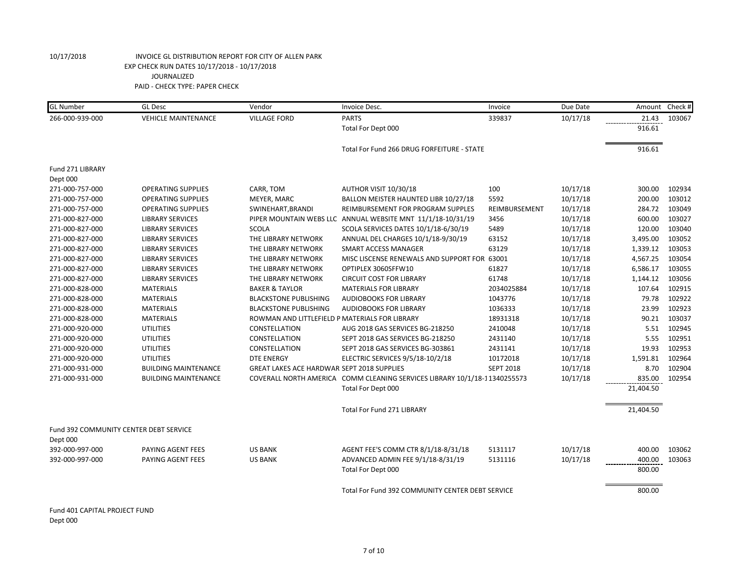10/17/2018 INVOICE GL DISTRIBUTION REPORT FOR CITY OF ALLEN PARK
EXP CHECK RUN DATES 10/17/2018 - 10/17/2018
JOURNALIZED
PAID - CHECK TYPE: PAPER CHECK

| GL Number | GL Desc | Vendor | Invoice Desc. | Invoice | Due Date | Amount | Check # |
|---|---|---|---|---|---|---|---|
| 266-000-939-000 | VEHICLE MAINTENANCE | VILLAGE FORD | PARTS | 339837 | 10/17/18 | 21.43 | 103067 |
| | | | Total For Dept 000 | | | 916.61 | |
| | | | Total For Fund 266 DRUG FORFEITURE - STATE | | | 916.61 | |
| Fund 271 LIBRARY | | | | | | | |
| Dept 000 | | | | | | | |
| 271-000-757-000 | OPERATING SUPPLIES | CARR, TOM | AUTHOR VISIT 10/30/18 | 100 | 10/17/18 | 300.00 | 102934 |
| 271-000-757-000 | OPERATING SUPPLIES | MEYER, MARC | BALLON MEISTER HAUNTED LIBR 10/27/18 | 5592 | 10/17/18 | 200.00 | 103012 |
| 271-000-757-000 | OPERATING SUPPLIES | SWINEHART,BRANDI | REIMBURSEMENT FOR PROGRAM SUPPLES | REIMBURSEMENT | 10/17/18 | 284.72 | 103049 |
| 271-000-827-000 | LIBRARY SERVICES | PIPER MOUNTAIN WEBS LLC | ANNUAL WEBSITE MNT 11/1/18-10/31/19 | 3456 | 10/17/18 | 600.00 | 103027 |
| 271-000-827-000 | LIBRARY SERVICES | SCOLA | SCOLA SERVICES DATES 10/1/18-6/30/19 | 5489 | 10/17/18 | 120.00 | 103040 |
| 271-000-827-000 | LIBRARY SERVICES | THE LIBRARY NETWORK | ANNUAL DEL CHARGES 10/1/18-9/30/19 | 63152 | 10/17/18 | 3,495.00 | 103052 |
| 271-000-827-000 | LIBRARY SERVICES | THE LIBRARY NETWORK | SMART ACCESS MANAGER | 63129 | 10/17/18 | 1,339.12 | 103053 |
| 271-000-827-000 | LIBRARY SERVICES | THE LIBRARY NETWORK | MISC LISCENSE RENEWALS AND SUPPORT FOR | 63001 | 10/17/18 | 4,567.25 | 103054 |
| 271-000-827-000 | LIBRARY SERVICES | THE LIBRARY NETWORK | OPTIPLEX 3060SFFW10 | 61827 | 10/17/18 | 6,586.17 | 103055 |
| 271-000-827-000 | LIBRARY SERVICES | THE LIBRARY NETWORK | CIRCUIT COST FOR LIBRARY | 61748 | 10/17/18 | 1,144.12 | 103056 |
| 271-000-828-000 | MATERIALS | BAKER & TAYLOR | MATERIALS FOR LIBRARY | 2034025884 | 10/17/18 | 107.64 | 102915 |
| 271-000-828-000 | MATERIALS | BLACKSTONE PUBLISHING | AUDIOBOOKS FOR LIBRARY | 1043776 | 10/17/18 | 79.78 | 102922 |
| 271-000-828-000 | MATERIALS | BLACKSTONE PUBLISHING | AUDIOBOOKS FOR LIBRARY | 1036333 | 10/17/18 | 23.99 | 102923 |
| 271-000-828-000 | MATERIALS | ROWMAN AND LITTLEFIELD P | MATERIALS FOR LIBRARY | 18931318 | 10/17/18 | 90.21 | 103037 |
| 271-000-920-000 | UTILITIES | CONSTELLATION | AUG 2018 GAS SERVICES BG-218250 | 2410048 | 10/17/18 | 5.51 | 102945 |
| 271-000-920-000 | UTILITIES | CONSTELLATION | SEPT 2018 GAS SERVICES BG-218250 | 2431140 | 10/17/18 | 5.55 | 102951 |
| 271-000-920-000 | UTILITIES | CONSTELLATION | SEPT 2018 GAS SERVICES BG-303861 | 2431141 | 10/17/18 | 19.93 | 102953 |
| 271-000-920-000 | UTILITIES | DTE ENERGY | ELECTRIC SERVICES 9/5/18-10/2/18 | 10172018 | 10/17/18 | 1,591.81 | 102964 |
| 271-000-931-000 | BUILDING MAINTENANCE | GREAT LAKES ACE HARDWAR | SEPT 2018 SUPPLIES | SEPT 2018 | 10/17/18 | 8.70 | 102904 |
| 271-000-931-000 | BUILDING MAINTENANCE | COVERALL NORTH AMERICA | COMM CLEANING SERVICES LIBRARY 10/1/18-1 | 1340255573 | 10/17/18 | 835.00 | 102954 |
| | | | Total For Dept 000 | | | 21,404.50 | |
| | | | Total For Fund 271 LIBRARY | | | 21,404.50 | |
| Fund 392 COMMUNITY CENTER DEBT SERVICE | | | | | | | |
| Dept 000 | | | | | | | |
| 392-000-997-000 | PAYING AGENT FEES | US BANK | AGENT FEE'S COMM CTR 8/1/18-8/31/18 | 5131117 | 10/17/18 | 400.00 | 103062 |
| 392-000-997-000 | PAYING AGENT FEES | US BANK | ADVANCED ADMIN FEE 9/1/18-8/31/19 | 5131116 | 10/17/18 | 400.00 | 103063 |
| | | | Total For Dept 000 | | | 800.00 | |
| | | | Total For Fund 392 COMMUNITY CENTER DEBT SERVICE | | | 800.00 | |
| Fund 401 CAPITAL PROJECT FUND | | | | | | | |
| Dept 000 | | | | | | | |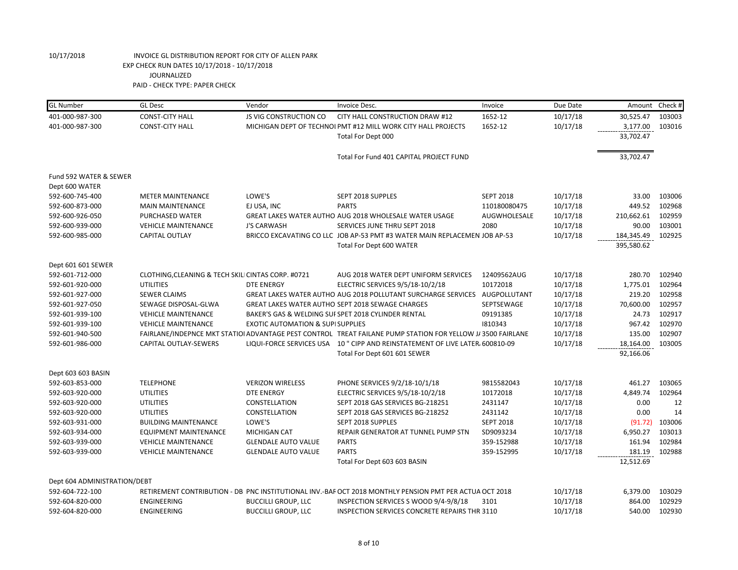10/17/2018 INVOICE GL DISTRIBUTION REPORT FOR CITY OF ALLEN PARK

EXP CHECK RUN DATES 10/17/2018 - 10/17/2018

JOURNALIZED

PAID - CHECK TYPE: PAPER CHECK

| GL Number | GL Desc | Vendor | Invoice Desc. | Invoice | Due Date | Amount | Check # |
|---|---|---|---|---|---|---|---|
| 401-000-987-300 | CONST-CITY HALL | JS VIG CONSTRUCTION CO | CITY HALL CONSTRUCTION DRAW #12 | 1652-12 | 10/17/18 | 30,525.47 | 103003 |
| 401-000-987-300 | CONST-CITY HALL | MICHIGAN DEPT OF TECHNOI | PMT #12 MILL WORK CITY HALL PROJECTS | 1652-12 | 10/17/18 | 3,177.00 | 103016 |
| | | | Total For Dept 000 | | | 33,702.47 | |
| | | | Total For Fund 401 CAPITAL PROJECT FUND | | | 33,702.47 | |
| Fund 592 WATER & SEWER | | | | | | | |
| Dept 600 WATER | | | | | | | |
| 592-600-745-400 | METER MAINTENANCE | LOWE'S | SEPT 2018 SUPPLES | SEPT 2018 | 10/17/18 | 33.00 | 103006 |
| 592-600-873-000 | MAIN MAINTENANCE | EJ USA, INC | PARTS | 110180080475 | 10/17/18 | 449.52 | 102968 |
| 592-600-926-050 | PURCHASED WATER | GREAT LAKES WATER AUTHO | AUG 2018 WHOLESALE WATER USAGE | AUGWHOLESALE | 10/17/18 | 210,662.61 | 102959 |
| 592-600-939-000 | VEHICLE MAINTENANCE | J'S CARWASH | SERVICES JUNE THRU SEPT 2018 | 2080 | 10/17/18 | 90.00 | 103001 |
| 592-600-985-000 | CAPITAL OUTLAY | BRICCO EXCAVATING CO LLC | JOB AP-53 PMT #3 WATER MAIN REPLACEMEN | JOB AP-53 | 10/17/18 | 184,345.49 | 102925 |
| | | | Total For Dept 600 WATER | | | 395,580.62 | |
| Dept 601 601 SEWER | | | | | | | |
| 592-601-712-000 | CLOTHING,CLEANING & TECH SKILI | CINTAS CORP. #0721 | AUG 2018 WATER DEPT UNIFORM SERVICES | 12409562AUG | 10/17/18 | 280.70 | 102940 |
| 592-601-920-000 | UTILITIES | DTE ENERGY | ELECTRIC SERVICES 9/5/18-10/2/18 | 10172018 | 10/17/18 | 1,775.01 | 102964 |
| 592-601-927-000 | SEWER CLAIMS | GREAT LAKES WATER AUTHO | AUG 2018 POLLUTANT SURCHARGE SERVICES | AUGPOLLUTANT | 10/17/18 | 219.20 | 102958 |
| 592-601-927-050 | SEWAGE DISPOSAL-GLWA | GREAT LAKES WATER AUTHO | SEPT 2018 SEWAGE CHARGES | SEPTSEWAGE | 10/17/18 | 70,600.00 | 102957 |
| 592-601-939-100 | VEHICLE MAINTENANCE | BAKER'S GAS & WELDING SUI | SPET 2018 CYLINDER RENTAL | 09191385 | 10/17/18 | 24.73 | 102917 |
| 592-601-939-100 | VEHICLE MAINTENANCE | EXOTIC AUTOMATION & SUPI | SUPPLIES | I810343 | 10/17/18 | 967.42 | 102970 |
| 592-601-940-500 | FAIRLANE/INDEPNCE MKT STATIOI | ADVANTAGE PEST CONTROL | TREAT FAILANE PUMP STATION FOR YELLOW J/ | 3500 FAIRLANE | 10/17/18 | 135.00 | 102907 |
| 592-601-986-000 | CAPITAL OUTLAY-SEWERS | LIQUI-FORCE SERVICES USA | 10 " CIPP AND REINSTATEMENT OF LIVE LATER. | 600810-09 | 10/17/18 | 18,164.00 | 103005 |
| | | | Total For Dept 601 601 SEWER | | | 92,166.06 | |
| Dept 603 603 BASIN | | | | | | | |
| 592-603-853-000 | TELEPHONE | VERIZON WIRELESS | PHONE SERVICES 9/2/18-10/1/18 | 9815582043 | 10/17/18 | 461.27 | 103065 |
| 592-603-920-000 | UTILITIES | DTE ENERGY | ELECTRIC SERVICES 9/5/18-10/2/18 | 10172018 | 10/17/18 | 4,849.74 | 102964 |
| 592-603-920-000 | UTILITIES | CONSTELLATION | SEPT 2018 GAS SERVICES BG-218251 | 2431147 | 10/17/18 | 0.00 | 12 |
| 592-603-920-000 | UTILITIES | CONSTELLATION | SEPT 2018 GAS SERVICES BG-218252 | 2431142 | 10/17/18 | 0.00 | 14 |
| 592-603-931-000 | BUILDING MAINTENANCE | LOWE'S | SEPT 2018 SUPPLES | SEPT 2018 | 10/17/18 | (91.72) | 103006 |
| 592-603-934-000 | EQUIPMENT MAINTENANCE | MICHIGAN CAT | REPAIR GENERATOR AT TUNNEL PUMP STN | SD9093234 | 10/17/18 | 6,950.27 | 103013 |
| 592-603-939-000 | VEHICLE MAINTENANCE | GLENDALE AUTO VALUE | PARTS | 359-152988 | 10/17/18 | 161.94 | 102984 |
| 592-603-939-000 | VEHICLE MAINTENANCE | GLENDALE AUTO VALUE | PARTS | 359-152995 | 10/17/18 | 181.19 | 102988 |
| | | | Total For Dept 603 603 BASIN | | | 12,512.69 | |
| Dept 604 ADMINISTRATION/DEBT | | | | | | | |
| 592-604-722-100 | RETIREMENT CONTRIBUTION - DB | PNC INSTITUTIONAL INV.-BAF | OCT 2018 MONTHLY PENSION PMT PER ACTUA | OCT 2018 | 10/17/18 | 6,379.00 | 103029 |
| 592-604-820-000 | ENGINEERING | BUCCILLI GROUP, LLC | INSPECTION SERVICES S WOOD 9/4-9/8/18 | 3101 | 10/17/18 | 864.00 | 102929 |
| 592-604-820-000 | ENGINEERING | BUCCILLI GROUP, LLC | INSPECTION SERVICES CONCRETE REPAIRS THR | 3110 | 10/17/18 | 540.00 | 102930 |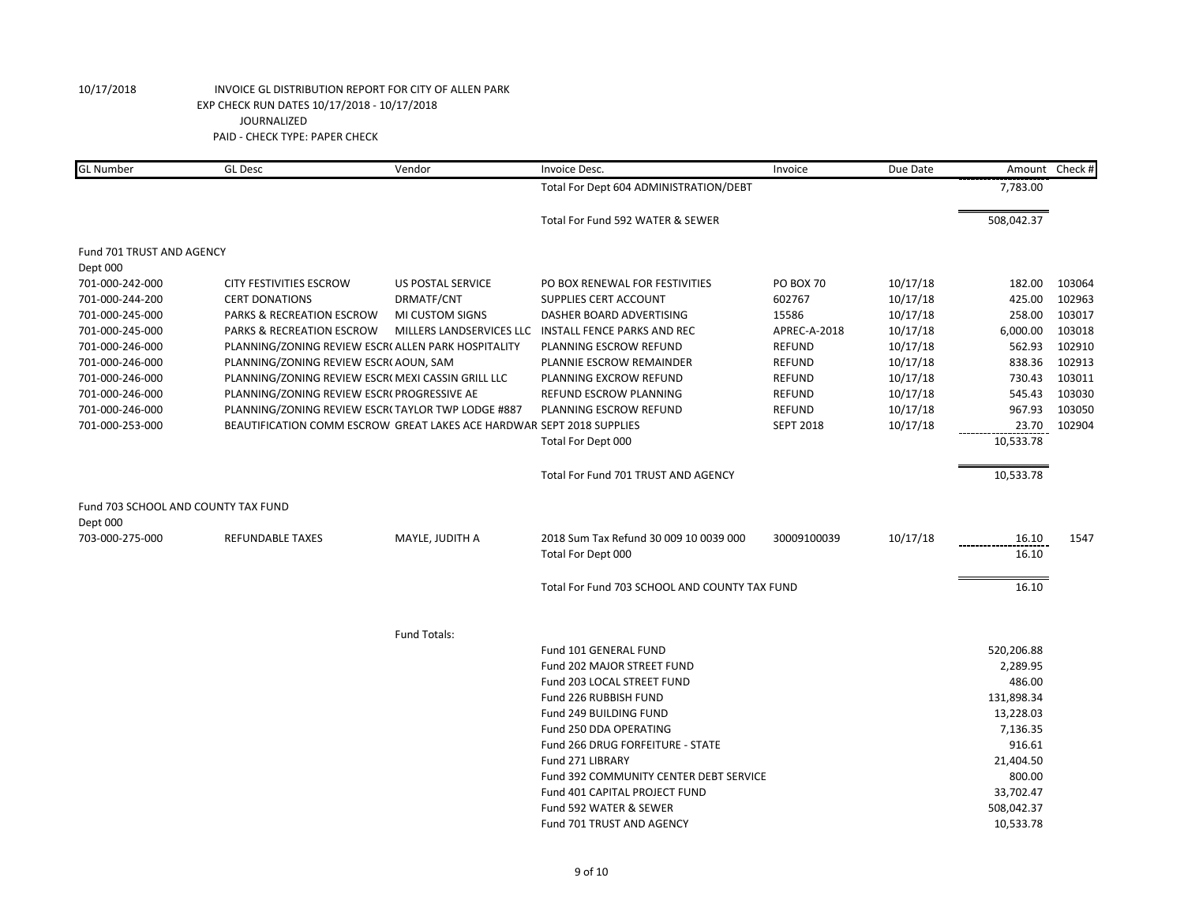10/17/2018 INVOICE GL DISTRIBUTION REPORT FOR CITY OF ALLEN PARK
EXP CHECK RUN DATES 10/17/2018 - 10/17/2018
JOURNALIZED
PAID - CHECK TYPE: PAPER CHECK

| GL Number | GL Desc | Vendor | Invoice Desc. | Invoice | Due Date | Amount | Check # |
|---|---|---|---|---|---|---|---|
| | | | Total For Dept 604 ADMINISTRATION/DEBT | | | 7,783.00 | |
| | | | Total For Fund 592 WATER & SEWER | | | 508,042.37 | |
| Fund 701 TRUST AND AGENCY | | | | | | | |
| Dept 000 | | | | | | | |
| 701-000-242-000 | CITY FESTIVITIES ESCROW | US POSTAL SERVICE | PO BOX RENEWAL FOR FESTIVITIES | PO BOX 70 | 10/17/18 | 182.00 | 103064 |
| 701-000-244-200 | CERT DONATIONS | DRMATF/CNT | SUPPLIES CERT ACCOUNT | 602767 | 10/17/18 | 425.00 | 102963 |
| 701-000-245-000 | PARKS & RECREATION ESCROW | MI CUSTOM SIGNS | DASHER BOARD ADVERTISING | 15586 | 10/17/18 | 258.00 | 103017 |
| 701-000-245-000 | PARKS & RECREATION ESCROW | MILLERS LANDSERVICES LLC | INSTALL FENCE PARKS AND REC | APREC-A-2018 | 10/17/18 | 6,000.00 | 103018 |
| 701-000-246-000 | PLANNING/ZONING REVIEW ESCR( | ALLEN PARK HOSPITALITY | PLANNING ESCROW REFUND | REFUND | 10/17/18 | 562.93 | 102910 |
| 701-000-246-000 | PLANNING/ZONING REVIEW ESCR( | AOUN, SAM | PLANNIE ESCROW REMAINDER | REFUND | 10/17/18 | 838.36 | 102913 |
| 701-000-246-000 | PLANNING/ZONING REVIEW ESCR( | MEXI CASSIN GRILL LLC | PLANNING EXCROW REFUND | REFUND | 10/17/18 | 730.43 | 103011 |
| 701-000-246-000 | PLANNING/ZONING REVIEW ESCR( | PROGRESSIVE AE | REFUND ESCROW PLANNING | REFUND | 10/17/18 | 545.43 | 103030 |
| 701-000-246-000 | PLANNING/ZONING REVIEW ESCR( | TAYLOR TWP LODGE #887 | PLANNING ESCROW REFUND | REFUND | 10/17/18 | 967.93 | 103050 |
| 701-000-253-000 | BEAUTIFICATION COMM ESCROW | GREAT LAKES ACE HARDWAR | SEPT 2018 SUPPLIES | SEPT 2018 | 10/17/18 | 23.70 | 102904 |
| | | | Total For Dept 000 | | | 10,533.78 | |
| | | | Total For Fund 701 TRUST AND AGENCY | | | 10,533.78 | |
| Fund 703 SCHOOL AND COUNTY TAX FUND | | | | | | | |
| Dept 000 | | | | | | | |
| 703-000-275-000 | REFUNDABLE TAXES | MAYLE, JUDITH A | 2018 Sum Tax Refund 30 009 10 0039 000 | 30009100039 | 10/17/18 | 16.10 | 1547 |
| | | | Total For Dept 000 | | | 16.10 | |
| | | | Total For Fund 703 SCHOOL AND COUNTY TAX FUND | | | 16.10 | |
| | | Fund Totals: | | | | | |
| | | | Fund 101 GENERAL FUND | | | 520,206.88 | |
| | | | Fund 202 MAJOR STREET FUND | | | 2,289.95 | |
| | | | Fund 203 LOCAL STREET FUND | | | 486.00 | |
| | | | Fund 226 RUBBISH FUND | | | 131,898.34 | |
| | | | Fund 249 BUILDING FUND | | | 13,228.03 | |
| | | | Fund 250 DDA OPERATING | | | 7,136.35 | |
| | | | Fund 266 DRUG FORFEITURE - STATE | | | 916.61 | |
| | | | Fund 271 LIBRARY | | | 21,404.50 | |
| | | | Fund 392 COMMUNITY CENTER DEBT SERVICE | | | 800.00 | |
| | | | Fund 401 CAPITAL PROJECT FUND | | | 33,702.47 | |
| | | | Fund 592 WATER & SEWER | | | 508,042.37 | |
| | | | Fund 701 TRUST AND AGENCY | | | 10,533.78 | |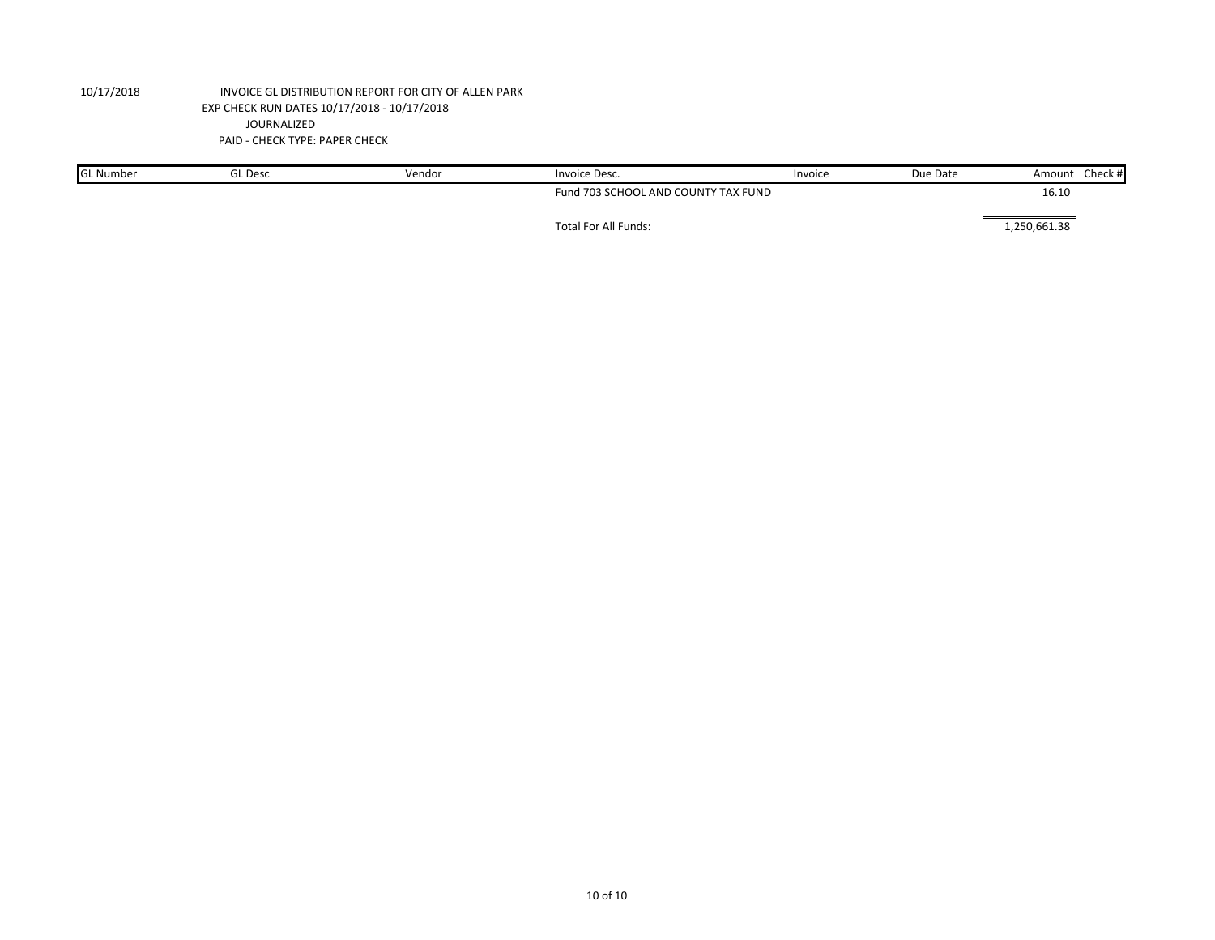10/17/2018 INVOICE GL DISTRIBUTION REPORT FOR CITY OF ALLEN PARK
EXP CHECK RUN DATES 10/17/2018 - 10/17/2018
JOURNALIZED
PAID - CHECK TYPE: PAPER CHECK

| GL Number | GL Desc | Vendor | Invoice Desc. | Invoice | Due Date | Amount | Check # |
|---|---|---|---|---|---|---|---|
| | | | Fund 703 SCHOOL AND COUNTY TAX FUND | | | 16.10 | |
| | | | Total For All Funds: | | | 1,250,661.38 | |